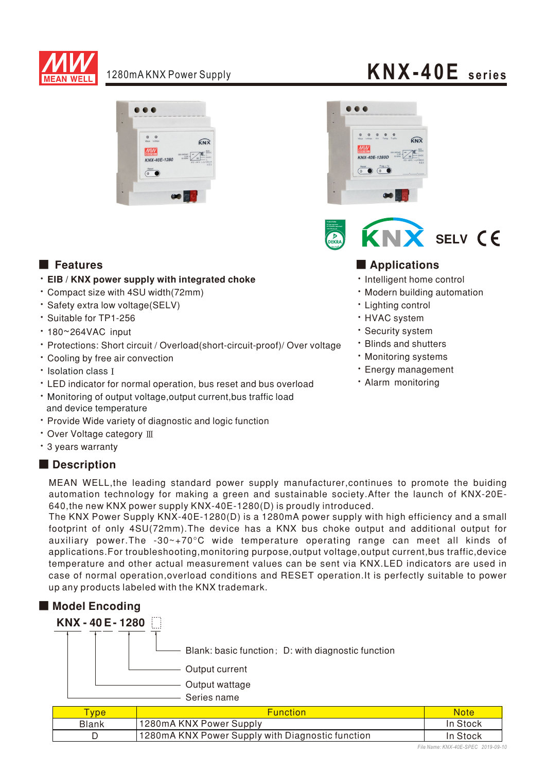# KNX-40E series

1280mA KNX Power Supply

SELV

## Features

- **EIB / KNX power supply with integrated choke**
- Compact size with 4SU width(72mm)
- Safety extra low voltage(SELV)
- Suitable for TP1-256
- 180~264VAC input
- Protections: Short circuit / Overload(short-circuit-proof)/ Over voltage
- Cooling by free air convection
- Isolation class Ⅰ
- LED indicator for normal operation, bus reset and bus overload
- Monitoring of output voltage,output current,bus traffic load and device temperature
- Provide Wide variety of diagnostic and logic function
- Over Voltage category Ⅲ
- 3 years warranty

## Applications

- Intelligent home control
- Modern building automation
- Lighting control
- HVAC system
- Security system
- Blinds and shutters
- Monitoring systems
- Energy management
- Alarm monitoring

## Description

MEAN WELL,the leading standard power supply manufacturer,continues to promote the buiding automation technology for making a green and sustainable society.After the launch of KNX-20E-640,the new KNX power supply KNX-40E-1280(D) is proudly introduced.
The KNX Power Supply KNX-40E-1280(D) is a 1280mA power supply with high efficiency and a small footprint of only 4SU(72mm).The device has a KNX bus choke output and additional output for auxiliary power.The -30~+70°C wide temperature operating range can meet all kinds of applications.For troubleshooting,monitoring purpose,output voltage,output current,bus traffic,device temperature and other actual measurement values can be sent via KNX.LED indicators are used in case of normal operation,overload conditions and RESET operation.It is perfectly suitable to power up any products labeled with the KNX trademark.

## Model Encoding

**KNX - 40 E - 1280 □**

- □ : Blank: basic function； D: with diagnostic function
- 1280 : Output current
- 40 : Output wattage
- KNX : Series name

| Type | Function | Note |
|---|---|---|
| Blank | 1280mA KNX Power Supply | In Stock |
| D | 1280mA KNX Power Supply with Diagnostic function | In Stock |

*File Name: KNX-40E-SPEC 2019-09-10*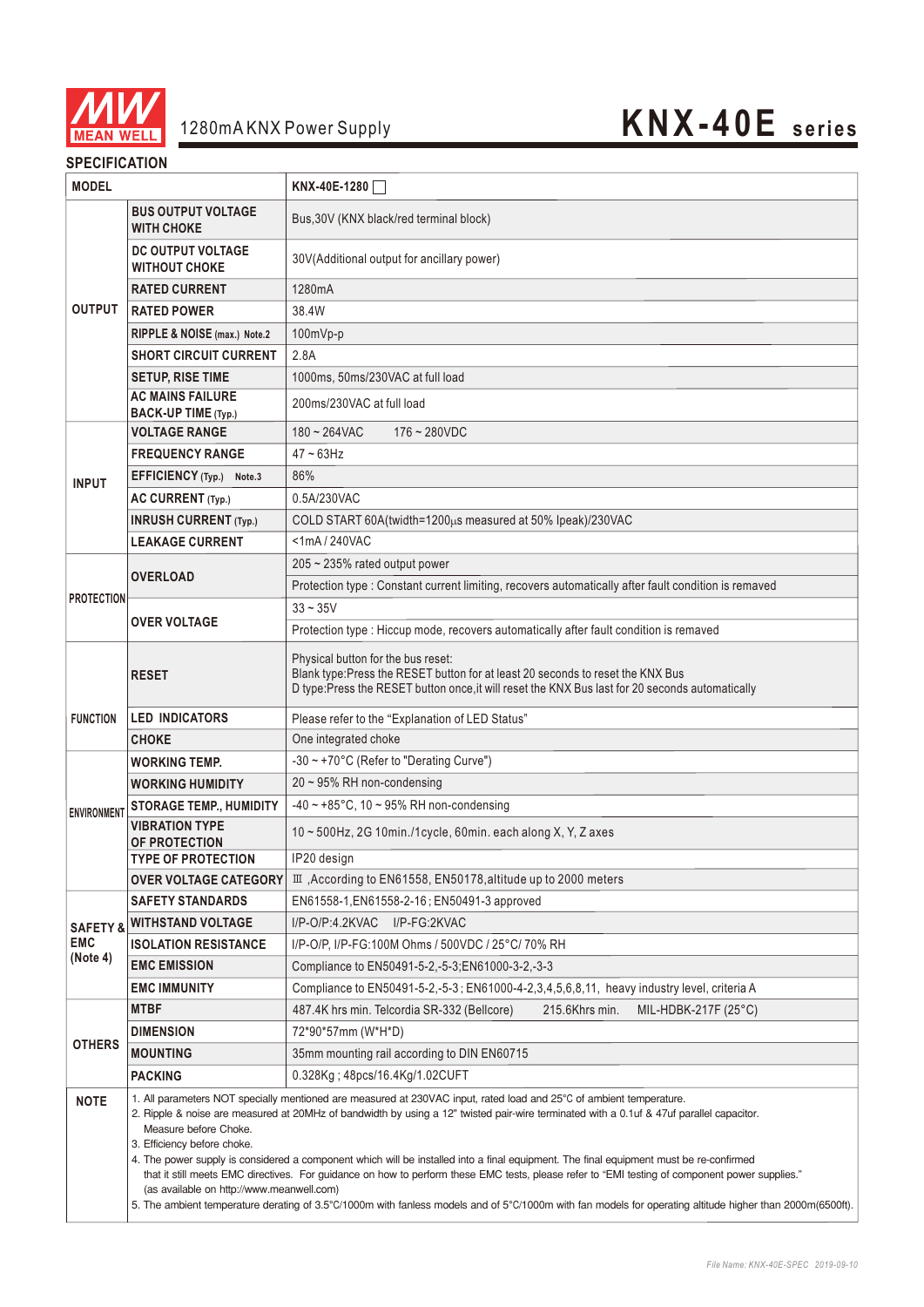# 1280mA KNX Power Supply

## KNX-40E series

### SPECIFICATION

| MODEL | | KNX-40E-1280 ☐ |
|---|---|---|
| OUTPUT | BUS OUTPUT VOLTAGE WITH CHOKE | Bus,30V (KNX black/red terminal block) |
| | DC OUTPUT VOLTAGE WITHOUT CHOKE | 30V(Additional output for ancillary power) |
| | RATED CURRENT | 1280mA |
| | RATED POWER | 38.4W |
| | RIPPLE & NOISE (max.) Note.2 | 100mVp-p |
| | SHORT CIRCUIT CURRENT | 2.8A |
| | SETUP, RISE TIME | 1000ms, 50ms/230VAC at full load |
| | AC MAINS FAILURE BACK-UP TIME (Typ.) | 200ms/230VAC at full load |
| INPUT | VOLTAGE RANGE | 180 ~ 264VAC    176 ~ 280VDC |
| | FREQUENCY RANGE | 47 ~ 63Hz |
| | EFFICIENCY (Typ.) Note.3 | 86% |
| | AC CURRENT (Typ.) | 0.5A/230VAC |
| | INRUSH CURRENT (Typ.) | COLD START 60A(twidth=1200μs measured at 50% Ipeak)/230VAC |
| | LEAKAGE CURRENT | <1mA / 240VAC |
| PROTECTION | OVERLOAD | 205 ~ 235% rated output power |
| | | Protection type : Constant current limiting, recovers automatically after fault condition is removed |
| | OVER VOLTAGE | 33 ~ 35V |
| | | Protection type : Hiccup mode, recovers automatically after fault condition is removed |
| FUNCTION | RESET | Physical button for the bus reset:<br>Blank type:Press the RESET button for at least 20 seconds to reset the KNX Bus<br>D type:Press the RESET button once,it will reset the KNX Bus last for 20 seconds automatically |
| | LED INDICATORS | Please refer to the "Explanation of LED Status" |
| | CHOKE | One integrated choke |
| ENVIRONMENT | WORKING TEMP. | -30 ~ +70°C (Refer to "Derating Curve") |
| | WORKING HUMIDITY | 20 ~ 95% RH non-condensing |
| | STORAGE TEMP., HUMIDITY | -40 ~ +85°C, 10 ~ 95% RH non-condensing |
| | VIBRATION TYPE OF PROTECTION | 10 ~ 500Hz, 2G 10min./1cycle, 60min. each along X, Y, Z axes |
| | TYPE OF PROTECTION | IP20 design |
| | OVER VOLTAGE CATEGORY | Ⅲ ,According to EN61558, EN50178,altitude up to 2000 meters |
| SAFETY & EMC (Note 4) | SAFETY STANDARDS | EN61558-1,EN61558-2-16 ; EN50491-3 approved |
| | WITHSTAND VOLTAGE | I/P-O/P:4.2KVAC    I/P-FG:2KVAC |
| | ISOLATION RESISTANCE | I/P-O/P, I/P-FG:100M Ohms / 500VDC / 25°C/ 70% RH |
| | EMC EMISSION | Compliance to EN50491-5-2,-5-3;EN61000-3-2,-3-3 |
| | EMC IMMUNITY | Compliance to EN50491-5-2,-5-3 ; EN61000-4-2,3,4,5,6,8,11, heavy industry level, criteria A |
| OTHERS | MTBF | 487.4K hrs min. Telcordia SR-332 (Bellcore)    215.6Khrs min.    MIL-HDBK-217F (25°C) |
| | DIMENSION | 72*90*57mm (W*H*D) |
| | MOUNTING | 35mm mounting rail according to DIN EN60715 |
| | PACKING | 0.328Kg ; 48pcs/16.4Kg/1.02CUFT |

**NOTE**

1. All parameters NOT specially mentioned are measured at 230VAC input, rated load and 25°C of ambient temperature.
2. Ripple & noise are measured at 20MHz of bandwidth by using a 12" twisted pair-wire terminated with a 0.1uf & 47uf parallel capacitor. Measure before Choke.
3. Efficiency before choke.
4. The power supply is considered a component which will be installed into a final equipment. The final equipment must be re-confirmed that it still meets EMC directives. For guidance on how to perform these EMC tests, please refer to "EMI testing of component power supplies." (as available on http://www.meanwell.com)
5. The ambient temperature derating of 3.5°C/1000m with fanless models and of 5°C/1000m with fan models for operating altitude higher than 2000m(6500ft).

File Name: KNX-40E-SPEC 2019-09-10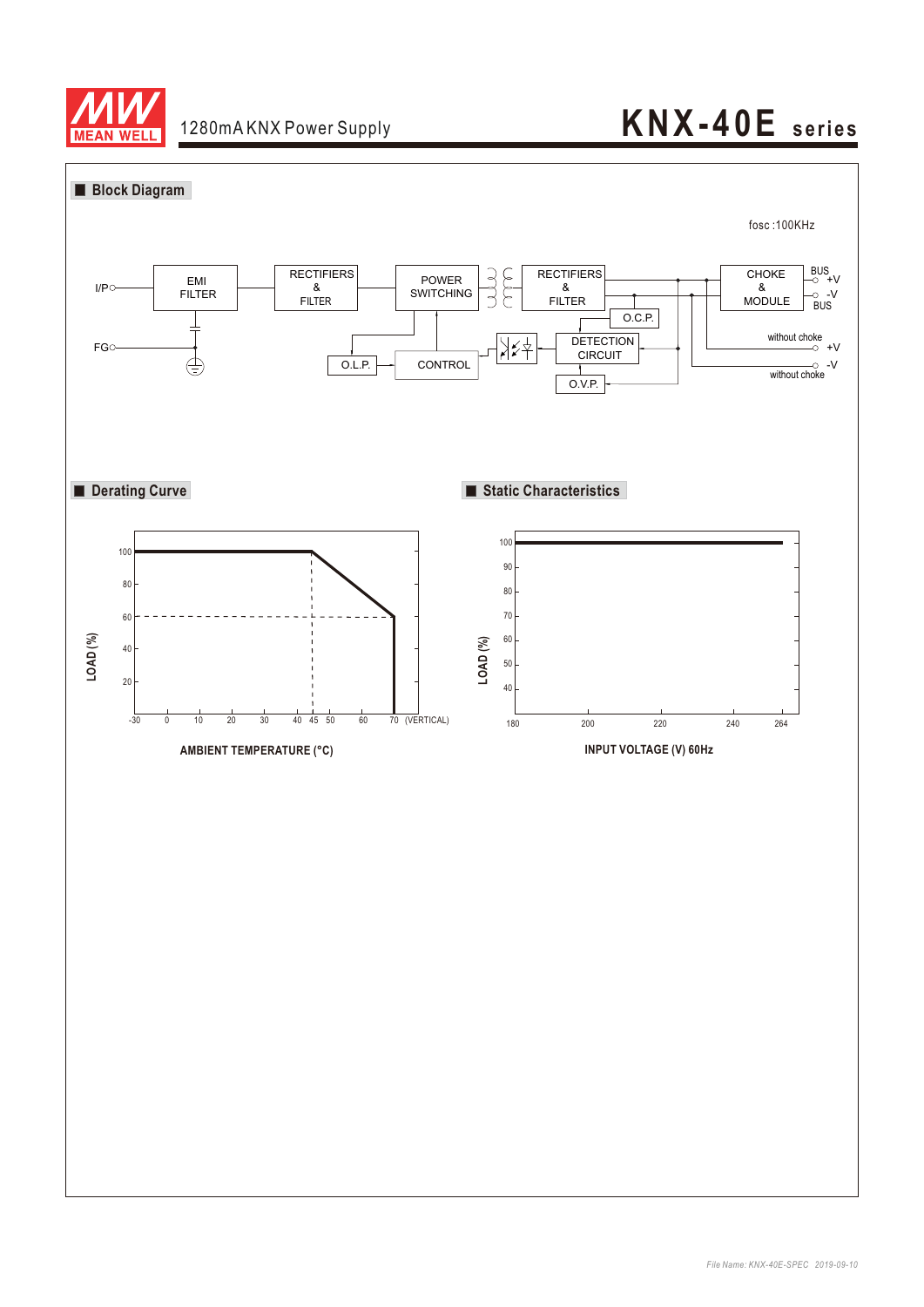## ■ Block Diagram

fosc : 100KHz

I/P — EMI FILTER — RECTIFIERS & FILTER — POWER SWITCHING — RECTIFIERS & FILTER — CHOKE & MODULE — BUS +V / -V BUS

FG

O.L.P. — CONTROL — DETECTION CIRCUIT — O.C.P. — O.V.P.

without choke +V

without choke -V

## ■ Derating Curve

LOAD (%)

100, 80, 60, 40, 20

-30, 0, 10, 20, 30, 40, 45, 50, 60, 70 (VERTICAL)

AMBIENT TEMPERATURE (°C)

## ■ Static Characteristics

LOAD (%)

100, 90, 80, 70, 60, 50, 40

180, 200, 220, 240, 264

INPUT VOLTAGE (V) 60Hz

*File Name: KNX-40E-SPEC 2019-09-10*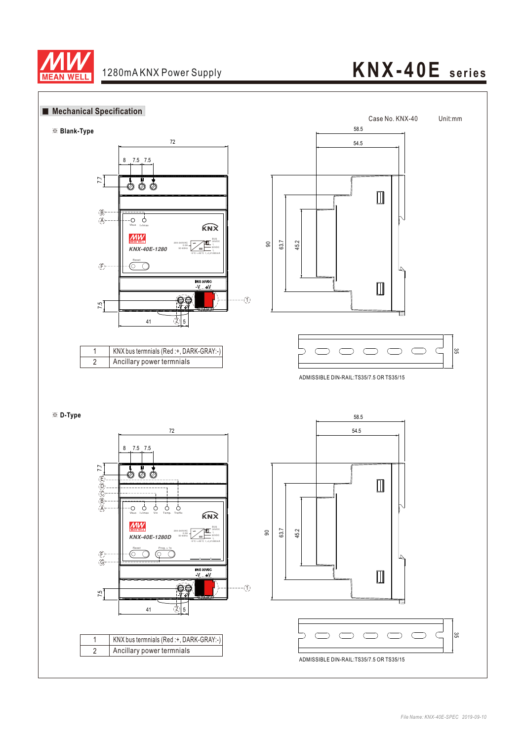## ■ Mechanical Specification

Case No. KNX-40 Unit:mm

※ Blank-Type

| 1 | KNX bus termnials (Red :+, DARK-GRAY:-) |
|---|---|
| 2 | Ancillary power termnials |

ADMISSIBLE DIN-RAIL:TS35/7.5 OR TS35/15

※ D-Type

| 1 | KNX bus termnials (Red :+, DARK-GRAY:-) |
|---|---|
| 2 | Ancillary power termnials |

ADMISSIBLE DIN-RAIL:TS35/7.5 OR TS35/15

File Name: KNX-40E-SPEC 2019-09-10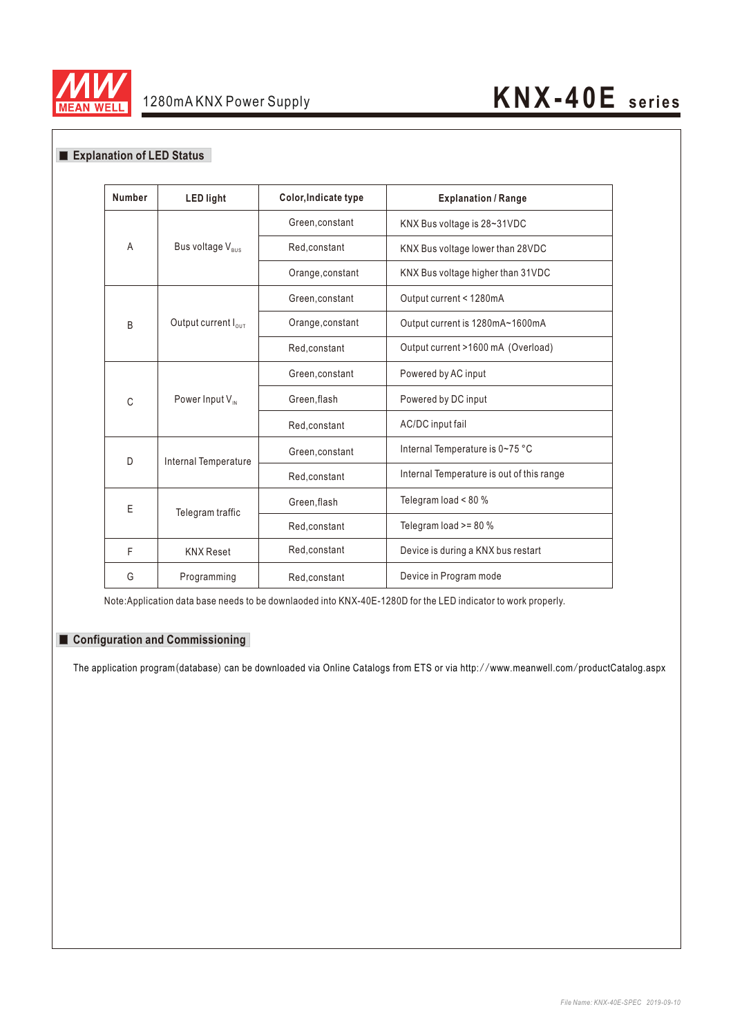## Explanation of LED Status

| Number | LED light | Color,Indicate type | Explanation / Range |
|---|---|---|---|
| A | Bus voltage $V_{BUS}$ | Green,constant | KNX Bus voltage is 28~31VDC |
| | | Red,constant | KNX Bus voltage lower than 28VDC |
| | | Orange,constant | KNX Bus voltage higher than 31VDC |
| B | Output current $I_{OUT}$ | Green,constant | Output current < 1280mA |
| | | Orange,constant | Output current is 1280mA~1600mA |
| | | Red,constant | Output current >1600 mA (Overload) |
| C | Power Input $V_{IN}$ | Green,constant | Powered by AC input |
| | | Green,flash | Powered by DC input |
| | | Red,constant | AC/DC input fail |
| D | Internal Temperature | Green,constant | Internal Temperature is 0~75 °C |
| | | Red,constant | Internal Temperature is out of this range |
| E | Telegram traffic | Green,flash | Telegram load < 80 % |
| | | Red,constant | Telegram load >= 80 % |
| F | KNX Reset | Red,constant | Device is during a KNX bus restart |
| G | Programming | Red,constant | Device in Program mode |

Note:Application data base needs to be downlaoded into KNX-40E-1280D for the LED indicator to work properly.

## Configuration and Commissioning

The application program(database) can be downloaded via Online Catalogs from ETS or via http://www.meanwell.com/productCatalog.aspx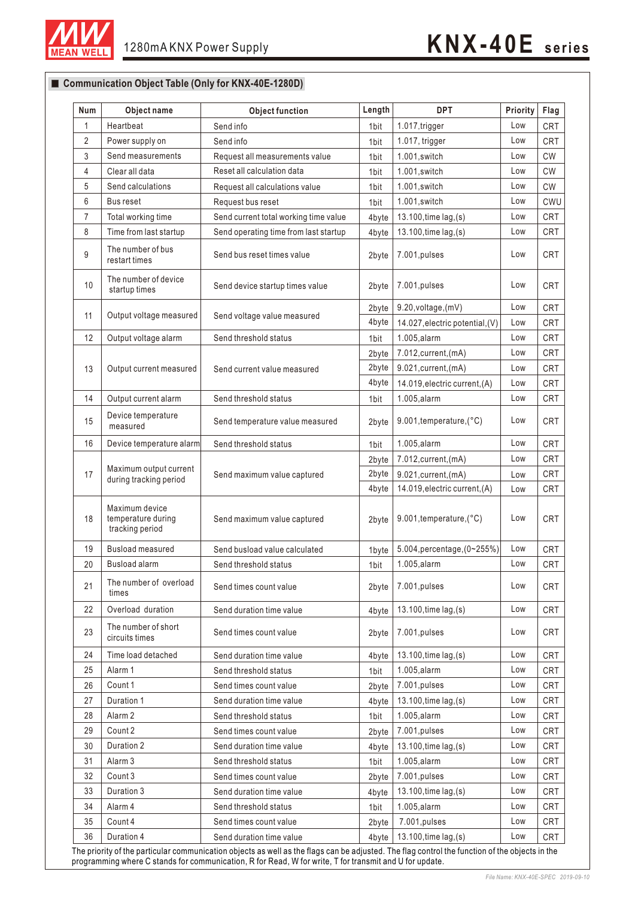## Communication Object Table (Only for KNX-40E-1280D)

| Num | Object name | Object function | Length | DPT | Priority | Flag |
|---|---|---|---|---|---|---|
| 1 | Heartbeat | Send info | 1bit | 1.017,trigger | Low | CRT |
| 2 | Power supply on | Send info | 1bit | 1.017, trigger | Low | CRT |
| 3 | Send measurements | Request all measurements value | 1bit | 1.001,switch | Low | CW |
| 4 | Clear all data | Reset all calculation data | 1bit | 1.001,switch | Low | CW |
| 5 | Send calculations | Request all calculations value | 1bit | 1.001,switch | Low | CW |
| 6 | Bus reset | Request bus reset | 1bit | 1.001,switch | Low | CWU |
| 7 | Total working time | Send current total working time value | 4byte | 13.100,time lag,(s) | Low | CRT |
| 8 | Time from last startup | Send operating time from last startup | 4byte | 13.100,time lag,(s) | Low | CRT |
| 9 | The number of bus restart times | Send bus reset times value | 2byte | 7.001,pulses | Low | CRT |
| 10 | The number of device startup times | Send device startup times value | 2byte | 7.001,pulses | Low | CRT |
| 11 | Output voltage measured | Send voltage value measured | 2byte | 9.20,voltage,(mV) | Low | CRT |
| | | | 4byte | 14.027,electric potential,(V) | Low | CRT |
| 12 | Output voltage alarm | Send threshold status | 1bit | 1.005,alarm | Low | CRT |
| 13 | Output current measured | Send current value measured | 2byte | 7.012,current,(mA) | Low | CRT |
| | | | 2byte | 9.021,current,(mA) | Low | CRT |
| | | | 4byte | 14.019,electric current,(A) | Low | CRT |
| 14 | Output current alarm | Send threshold status | 1bit | 1.005,alarm | Low | CRT |
| 15 | Device temperature measured | Send temperature value measured | 2byte | 9.001,temperature,(°C) | Low | CRT |
| 16 | Device temperature alarm | Send threshold status | 1bit | 1.005,alarm | Low | CRT |
| 17 | Maximum output current during tracking period | Send maximum value captured | 2byte | 7.012,current,(mA) | Low | CRT |
| | | | 2byte | 9.021,current,(mA) | Low | CRT |
| | | | 4byte | 14.019,electric current,(A) | Low | CRT |
| 18 | Maximum device temperature during tracking period | Send maximum value captured | 2byte | 9.001,temperature,(°C) | Low | CRT |
| 19 | Busload measured | Send busload value calculated | 1byte | 5.004,percentage,(0~255%) | Low | CRT |
| 20 | Busload alarm | Send threshold status | 1bit | 1.005,alarm | Low | CRT |
| 21 | The number of overload times | Send times count value | 2byte | 7.001,pulses | Low | CRT |
| 22 | Overload duration | Send duration time value | 4byte | 13.100,time lag,(s) | Low | CRT |
| 23 | The number of short circuits times | Send times count value | 2byte | 7.001,pulses | Low | CRT |
| 24 | Time load detached | Send duration time value | 4byte | 13.100,time lag,(s) | Low | CRT |
| 25 | Alarm 1 | Send threshold status | 1bit | 1.005,alarm | Low | CRT |
| 26 | Count 1 | Send times count value | 2byte | 7.001,pulses | Low | CRT |
| 27 | Duration 1 | Send duration time value | 4byte | 13.100,time lag,(s) | Low | CRT |
| 28 | Alarm 2 | Send threshold status | 1bit | 1.005,alarm | Low | CRT |
| 29 | Count 2 | Send times count value | 2byte | 7.001,pulses | Low | CRT |
| 30 | Duration 2 | Send duration time value | 4byte | 13.100,time lag,(s) | Low | CRT |
| 31 | Alarm 3 | Send threshold status | 1bit | 1.005,alarm | Low | CRT |
| 32 | Count 3 | Send times count value | 2byte | 7.001,pulses | Low | CRT |
| 33 | Duration 3 | Send duration time value | 4byte | 13.100,time lag,(s) | Low | CRT |
| 34 | Alarm 4 | Send threshold status | 1bit | 1.005,alarm | Low | CRT |
| 35 | Count 4 | Send times count value | 2byte | 7.001,pulses | Low | CRT |
| 36 | Duration 4 | Send duration time value | 4byte | 13.100,time lag,(s) | Low | CRT |

The priority of the particular communication objects as well as the flags can be adjusted. The flag control the function of the objects in the programming where C stands for communication, R for Read, W for write, T for transmit and U for update.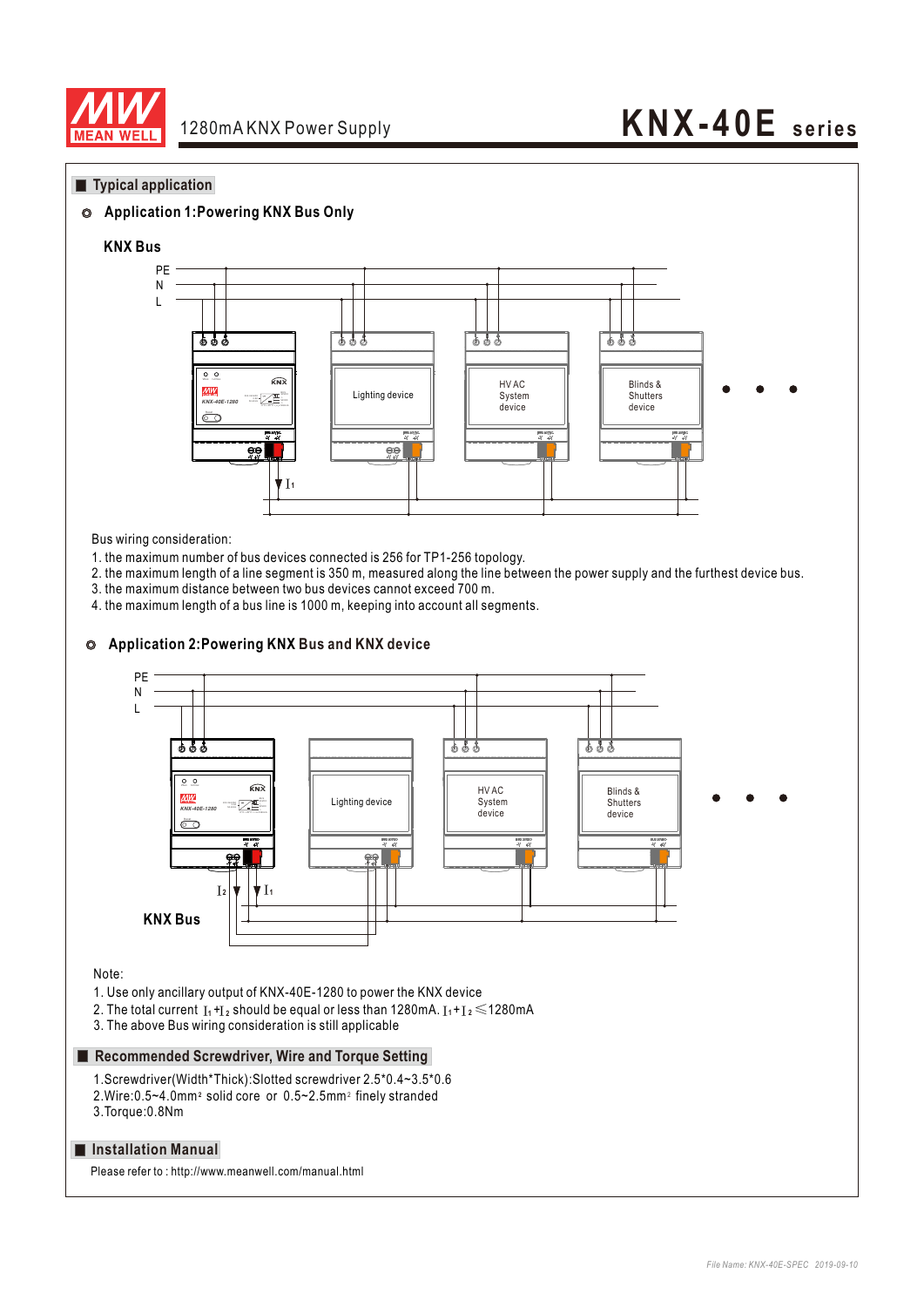## Typical application

### Application 1:Powering KNX Bus Only

KNX Bus

PE
N
L

Lighting device

HV AC System device

Blinds & Shutters device

$I_1$

Bus wiring consideration:

1. the maximum number of bus devices connected is 256 for TP1-256 topology.
2. the maximum length of a line segment is 350 m, measured along the line between the power supply and the furthest device bus.
3. the maximum distance between two bus devices cannot exceed 700 m.
4. the maximum length of a bus line is 1000 m, keeping into account all segments.

### Application 2:Powering KNX Bus and KNX device

PE
N
L

Lighting device

HV AC System device

Blinds & Shutters device

$I_2$ $I_1$

KNX Bus

Note:

1. Use only ancillary output of KNX-40E-1280 to power the KNX device
2. The total current $I_1+I_2$ should be equal or less than 1280mA. $I_1+I_2 \leqslant 1280$mA
3. The above Bus wiring consideration is still applicable

## Recommended Screwdriver, Wire and Torque Setting

1.Screwdriver(Width*Thick):Slotted screwdriver 2.5*0.4~3.5*0.6
2.Wire:0.5~4.0mm² solid core or 0.5~2.5mm² finely stranded
3.Torque:0.8Nm

## Installation Manual

Please refer to : http://www.meanwell.com/manual.html